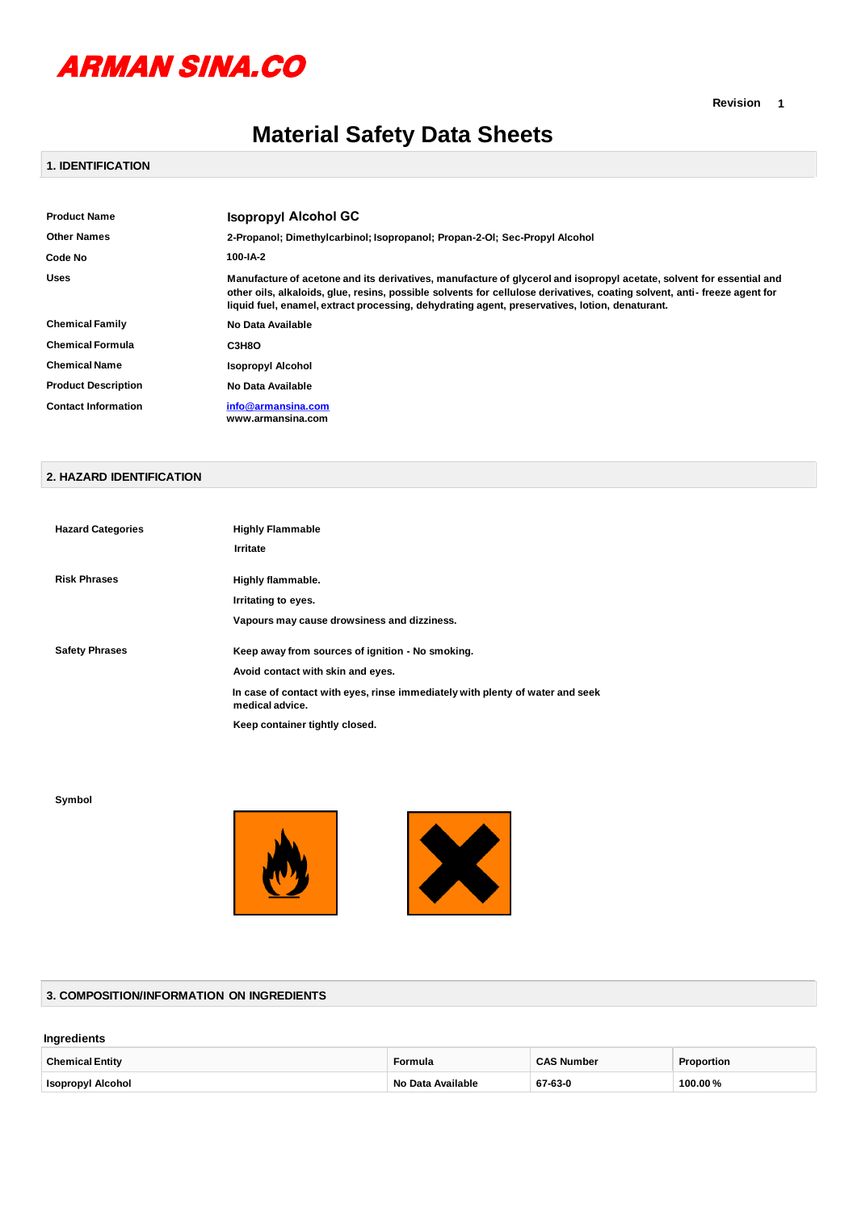ARMAN SINA.CO

Revision 1

# Material Safety Data Sheets

## 1. IDENTIFICATION

| | |
|---|---|
| **Product Name** | **Isopropyl Alcohol GC** |
| **Other Names** | 2-Propanol; Dimethylcarbinol; Isopropanol; Propan-2-Ol; Sec-Propyl Alcohol |
| **Code No** | 100-IA-2 |
| **Uses** | Manufacture of acetone and its derivatives, manufacture of glycerol and isopropyl acetate, solvent for essential and other oils, alkaloids, glue, resins, possible solvents for cellulose derivatives, coating solvent, anti- freeze agent for liquid fuel, enamel, extract processing, dehydrating agent, preservatives, lotion, denaturant. |
| **Chemical Family** | No Data Available |
| **Chemical Formula** | $C_3H_8O$ |
| **Chemical Name** | Isopropyl Alcohol |
| **Product Description** | No Data Available |
| **Contact Information** | info@armansina.com<br>www.armansina.com |

## 2. HAZARD IDENTIFICATION

**Hazard Categories**

Highly Flammable

Irritate

**Risk Phrases**

Highly flammable.

Irritating to eyes.

Vapours may cause drowsiness and dizziness.

**Safety Phrases**

Keep away from sources of ignition - No smoking.

Avoid contact with skin and eyes.

In case of contact with eyes, rinse immediately with plenty of water and seek medical advice.

Keep container tightly closed.

**Symbol**

## 3. COMPOSITION/INFORMATION ON INGREDIENTS

**Ingredients**

| Chemical Entity | Formula | CAS Number | Proportion |
|---|---|---|---|
| Isopropyl Alcohol | No Data Available | 67-63-0 | 100.00 % |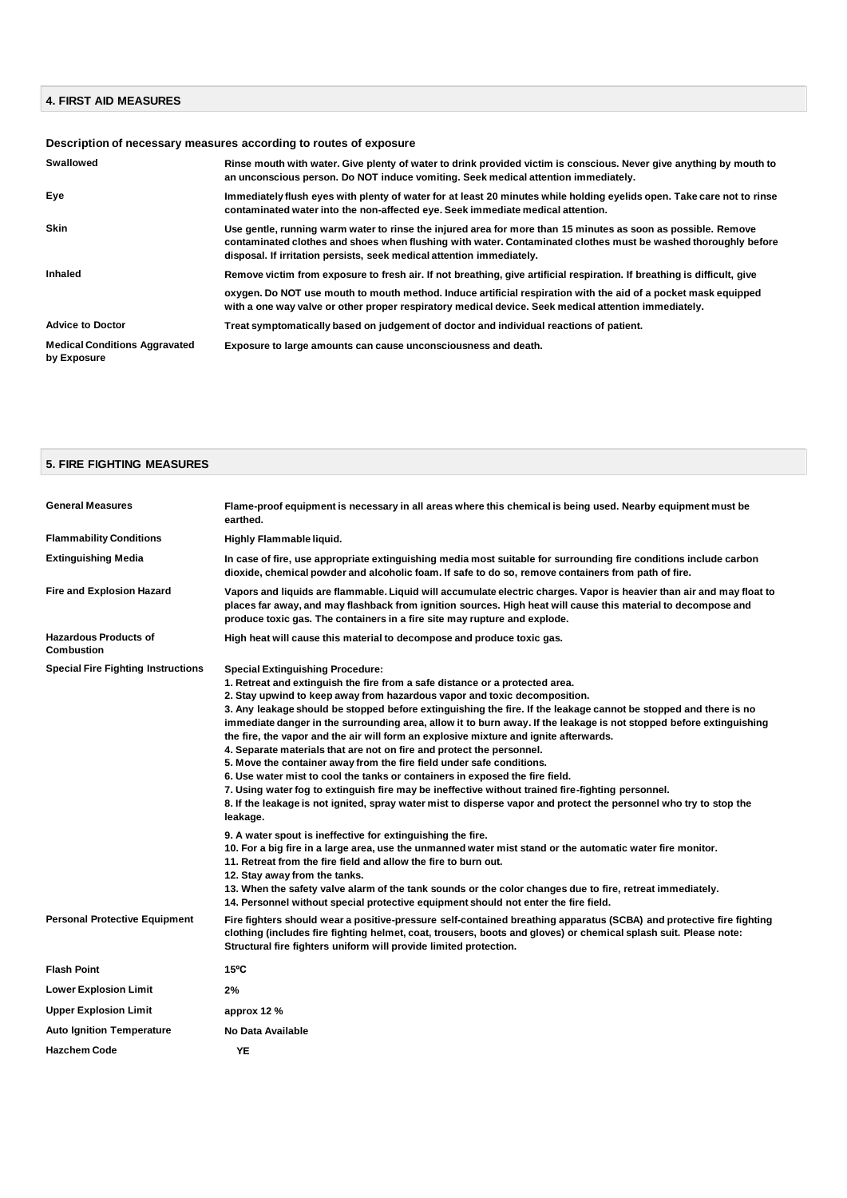## 4. FIRST AID MEASURES

### Description of necessary measures according to routes of exposure

| | |
|---|---|
| **Swallowed** | Rinse mouth with water. Give plenty of water to drink provided victim is conscious. Never give anything by mouth to an unconscious person. Do NOT induce vomiting. Seek medical attention immediately. |
| **Eye** | Immediately flush eyes with plenty of water for at least 20 minutes while holding eyelids open. Take care not to rinse contaminated water into the non-affected eye. Seek immediate medical attention. |
| **Skin** | Use gentle, running warm water to rinse the injured area for more than 15 minutes as soon as possible. Remove contaminated clothes and shoes when flushing with water. Contaminated clothes must be washed thoroughly before disposal. If irritation persists, seek medical attention immediately. |
| **Inhaled** | Remove victim from exposure to fresh air. If not breathing, give artificial respiration. If breathing is difficult, give oxygen. Do NOT use mouth to mouth method. Induce artificial respiration with the aid of a pocket mask equipped with a one way valve or other proper respiratory medical device. Seek medical attention immediately. |
| **Advice to Doctor** | Treat symptomatically based on judgement of doctor and individual reactions of patient. |
| **Medical Conditions Aggravated by Exposure** | Exposure to large amounts can cause unconsciousness and death. |

## 5. FIRE FIGHTING MEASURES

| | |
|---|---|
| **General Measures** | Flame-proof equipment is necessary in all areas where this chemical is being used. Nearby equipment must be earthed. |
| **Flammability Conditions** | Highly Flammable liquid. |
| **Extinguishing Media** | In case of fire, use appropriate extinguishing media most suitable for surrounding fire conditions include carbon dioxide, chemical powder and alcoholic foam. If safe to do so, remove containers from path of fire. |
| **Fire and Explosion Hazard** | Vapors and liquids are flammable. Liquid will accumulate electric charges. Vapor is heavier than air and may float to places far away, and may flashback from ignition sources. High heat will cause this material to decompose and produce toxic gas. The containers in a fire site may rupture and explode. |
| **Hazardous Products of Combustion** | High heat will cause this material to decompose and produce toxic gas. |
| **Special Fire Fighting Instructions** | Special Extinguishing Procedure:<br>1. Retreat and extinguish the fire from a safe distance or a protected area.<br>2. Stay upwind to keep away from hazardous vapor and toxic decomposition.<br>3. Any leakage should be stopped before extinguishing the fire. If the leakage cannot be stopped and there is no immediate danger in the surrounding area, allow it to burn away. If the leakage is not stopped before extinguishing the fire, the vapor and the air will form an explosive mixture and ignite afterwards.<br>4. Separate materials that are not on fire and protect the personnel.<br>5. Move the container away from the fire field under safe conditions.<br>6. Use water mist to cool the tanks or containers in exposed the fire field.<br>7. Using water fog to extinguish fire may be ineffective without trained fire-fighting personnel.<br>8. If the leakage is not ignited, spray water mist to disperse vapor and protect the personnel who try to stop the leakage.<br>9. A water spout is ineffective for extinguishing the fire.<br>10. For a big fire in a large area, use the unmanned water mist stand or the automatic water fire monitor.<br>11. Retreat from the fire field and allow the fire to burn out.<br>12. Stay away from the tanks.<br>13. When the safety valve alarm of the tank sounds or the color changes due to fire, retreat immediately.<br>14. Personnel without special protective equipment should not enter the fire field. |
| **Personal Protective Equipment** | Fire fighters should wear a positive-pressure self-contained breathing apparatus (SCBA) and protective fire fighting clothing (includes fire fighting helmet, coat, trousers, boots and gloves) or chemical splash suit. Please note: Structural fire fighters uniform will provide limited protection. |
| **Flash Point** | 15ºC |
| **Lower Explosion Limit** | 2% |
| **Upper Explosion Limit** | approx 12 % |
| **Auto Ignition Temperature** | No Data Available |
| **Hazchem Code** | YE |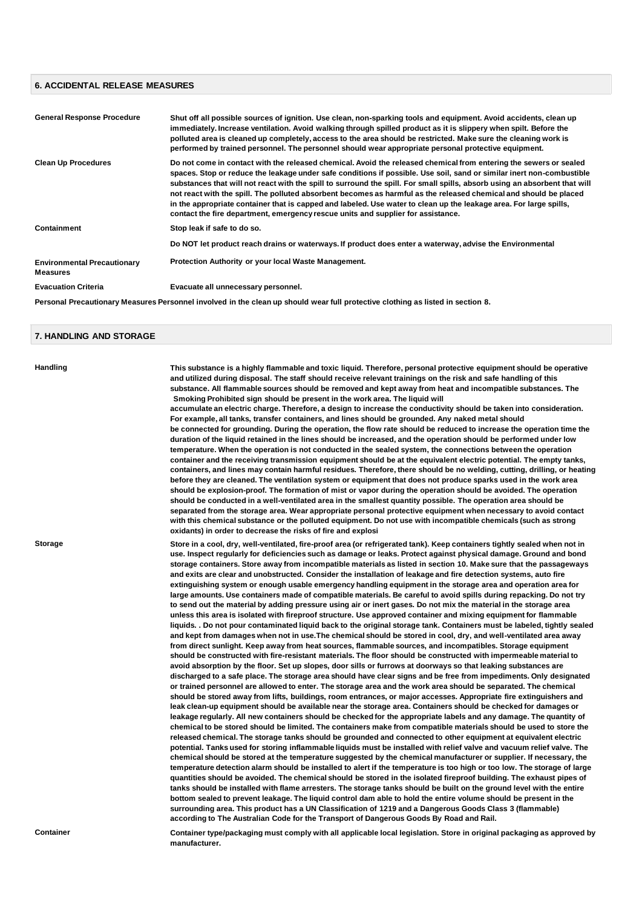## 6. ACCIDENTAL RELEASE MEASURES

**General Response Procedure**

Shut off all possible sources of ignition. Use clean, non-sparking tools and equipment. Avoid accidents, clean up immediately. Increase ventilation. Avoid walking through spilled product as it is slippery when spilt. Before the polluted area is cleaned up completely, access to the area should be restricted. Make sure the cleaning work is performed by trained personnel. The personnel should wear appropriate personal protective equipment.

**Clean Up Procedures**

Do not come in contact with the released chemical. Avoid the released chemical from entering the sewers or sealed spaces. Stop or reduce the leakage under safe conditions if possible. Use soil, sand or similar inert non-combustible substances that will not react with the spill to surround the spill. For small spills, absorb using an absorbent that will not react with the spill. The polluted absorbent becomes as harmful as the released chemical and should be placed in the appropriate container that is capped and labeled. Use water to clean up the leakage area. For large spills, contact the fire department, emergency rescue units and supplier for assistance.

**Containment**

Stop leak if safe to do so.

**Environmental Precautionary Measures**

Do NOT let product reach drains or waterways. If product does enter a waterway, advise the Environmental Protection Authority or your local Waste Management.

**Evacuation Criteria**

Evacuate all unnecessary personnel.

**Personal Precautionary Measures** Personnel involved in the clean up should wear full protective clothing as listed in section 8.

## 7. HANDLING AND STORAGE

**Handling**

This substance is a highly flammable and toxic liquid. Therefore, personal protective equipment should be operative and utilized during disposal. The staff should receive relevant trainings on the risk and safe handling of this substance. All flammable sources should be removed and kept away from heat and incompatible substances. The Smoking Prohibited sign should be present in the work area. The liquid will accumulate an electric charge. Therefore, a design to increase the conductivity should be taken into consideration. For example, all tanks, transfer containers, and lines should be grounded. Any naked metal should be connected for grounding. During the operation, the flow rate should be reduced to increase the operation time the duration of the liquid retained in the lines should be increased, and the operation should be performed under low temperature. When the operation is not conducted in the sealed system, the connections between the operation container and the receiving transmission equipment should be at the equivalent electric potential. The empty tanks, containers, and lines may contain harmful residues. Therefore, there should be no welding, cutting, drilling, or heating before they are cleaned. The ventilation system or equipment that does not produce sparks used in the work area should be explosion-proof. The formation of mist or vapor during the operation should be avoided. The operation should be conducted in a well-ventilated area in the smallest quantity possible. The operation area should be separated from the storage area. Wear appropriate personal protective equipment when necessary to avoid contact with this chemical substance or the polluted equipment. Do not use with incompatible chemicals (such as strong oxidants) in order to decrease the risks of fire and explosi

**Storage**

Store in a cool, dry, well-ventilated, fire-proof area (or refrigerated tank). Keep containers tightly sealed when not in use. Inspect regularly for deficiencies such as damage or leaks. Protect against physical damage. Ground and bond storage containers. Store away from incompatible materials as listed in section 10. Make sure that the passageways and exits are clear and unobstructed. Consider the installation of leakage and fire detection systems, auto fire extinguishing system or enough usable emergency handling equipment in the storage area and operation area for large amounts. Use containers made of compatible materials. Be careful to avoid spills during repacking. Do not try to send out the material by adding pressure using air or inert gases. Do not mix the material in the storage area unless this area is isolated with fireproof structure. Use approved container and mixing equipment for flammable liquids. . Do not pour contaminated liquid back to the original storage tank. Containers must be labeled, tightly sealed and kept from damages when not in use.The chemical should be stored in cool, dry, and well-ventilated area away from direct sunlight. Keep away from heat sources, flammable sources, and incompatibles. Storage equipment should be constructed with fire-resistant materials. The floor should be constructed with impermeable material to avoid absorption by the floor. Set up slopes, door sills or furrows at doorways so that leaking substances are discharged to a safe place. The storage area should have clear signs and be free from impediments. Only designated or trained personnel are allowed to enter. The storage area and the work area should be separated. The chemical should be stored away from lifts, buildings, room entrances, or major accesses. Appropriate fire extinguishers and leak clean-up equipment should be available near the storage area. Containers should be checked for damages or leakage regularly. All new containers should be checked for the appropriate labels and any damage. The quantity of chemical to be stored should be limited. The containers make from compatible materials should be used to store the released chemical. The storage tanks should be grounded and connected to other equipment at equivalent electric potential. Tanks used for storing inflammable liquids must be installed with relief valve and vacuum relief valve. The chemical should be stored at the temperature suggested by the chemical manufacturer or supplier. If necessary, the temperature detection alarm should be installed to alert if the temperature is too high or too low. The storage of large quantities should be avoided. The chemical should be stored in the isolated fireproof building. The exhaust pipes of tanks should be installed with flame arresters. The storage tanks should be built on the ground level with the entire bottom sealed to prevent leakage. The liquid control dam able to hold the entire volume should be present in the surrounding area. This product has a UN Classification of 1219 and a Dangerous Goods Class 3 (flammable) according to The Australian Code for the Transport of Dangerous Goods By Road and Rail.

**Container**

Container type/packaging must comply with all applicable local legislation. Store in original packaging as approved by manufacturer.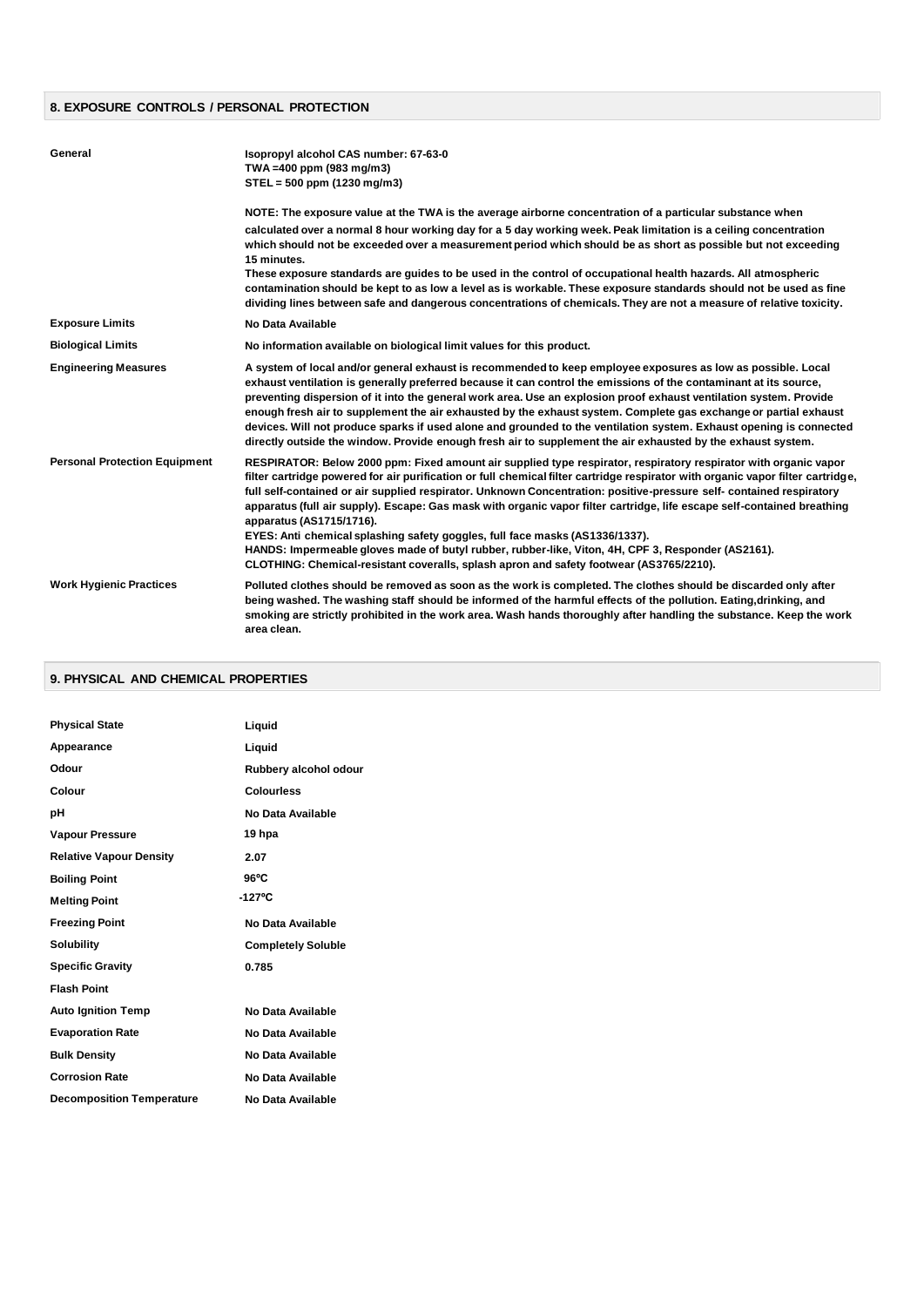## 8. EXPOSURE CONTROLS / PERSONAL PROTECTION

| | |
|---|---|
| **General** | **Isopropyl alcohol CAS number: 67-63-0**<br>**TWA =400 ppm (983 mg/m3)**<br>**STEL = 500 ppm (1230 mg/m3)**<br><br>**NOTE: The exposure value at the TWA is the average airborne concentration of a particular substance when calculated over a normal 8 hour working day for a 5 day working week. Peak limitation is a ceiling concentration which should not be exceeded over a measurement period which should be as short as possible but not exceeding 15 minutes.**<br>**These exposure standards are guides to be used in the control of occupational health hazards. All atmospheric contamination should be kept to as low a level as is workable. These exposure standards should not be used as fine dividing lines between safe and dangerous concentrations of chemicals. They are not a measure of relative toxicity.** |
| **Exposure Limits** | **No Data Available** |
| **Biological Limits** | **No information available on biological limit values for this product.** |
| **Engineering Measures** | **A system of local and/or general exhaust is recommended to keep employee exposures as low as possible. Local exhaust ventilation is generally preferred because it can control the emissions of the contaminant at its source, preventing dispersion of it into the general work area. Use an explosion proof exhaust ventilation system. Provide enough fresh air to supplement the air exhausted by the exhaust system. Complete gas exchange or partial exhaust devices. Will not produce sparks if used alone and grounded to the ventilation system. Exhaust opening is connected directly outside the window. Provide enough fresh air to supplement the air exhausted by the exhaust system.** |
| **Personal Protection Equipment** | **RESPIRATOR: Below 2000 ppm: Fixed amount air supplied type respirator, respiratory respirator with organic vapor filter cartridge powered for air purification or full chemical filter cartridge respirator with organic vapor filter cartridge, full self-contained or air supplied respirator. Unknown Concentration: positive-pressure self- contained respiratory apparatus (full air supply). Escape: Gas mask with organic vapor filter cartridge, life escape self-contained breathing apparatus (AS1715/1716).**<br>**EYES: Anti chemical splashing safety goggles, full face masks (AS1336/1337).**<br>**HANDS: Impermeable gloves made of butyl rubber, rubber-like, Viton, 4H, CPF 3, Responder (AS2161).**<br>**CLOTHING: Chemical-resistant coveralls, splash apron and safety footwear (AS3765/2210).** |
| **Work Hygienic Practices** | **Polluted clothes should be removed as soon as the work is completed. The clothes should be discarded only after being washed. The washing staff should be informed of the harmful effects of the pollution. Eating,drinking, and smoking are strictly prohibited in the work area. Wash hands thoroughly after handling the substance. Keep the work area clean.** |

## 9. PHYSICAL AND CHEMICAL PROPERTIES

| | |
|---|---|
| **Physical State** | **Liquid** |
| **Appearance** | **Liquid** |
| **Odour** | **Rubbery alcohol odour** |
| **Colour** | **Colourless** |
| **pH** | **No Data Available** |
| **Vapour Pressure** | **19 hpa** |
| **Relative Vapour Density** | **2.07** |
| **Boiling Point** | **96°C** |
| **Melting Point** | **-127°C** |
| **Freezing Point** | **No Data Available** |
| **Solubility** | **Completely Soluble** |
| **Specific Gravity** | **0.785** |
| **Flash Point** | |
| **Auto Ignition Temp** | **No Data Available** |
| **Evaporation Rate** | **No Data Available** |
| **Bulk Density** | **No Data Available** |
| **Corrosion Rate** | **No Data Available** |
| **Decomposition Temperature** | **No Data Available** |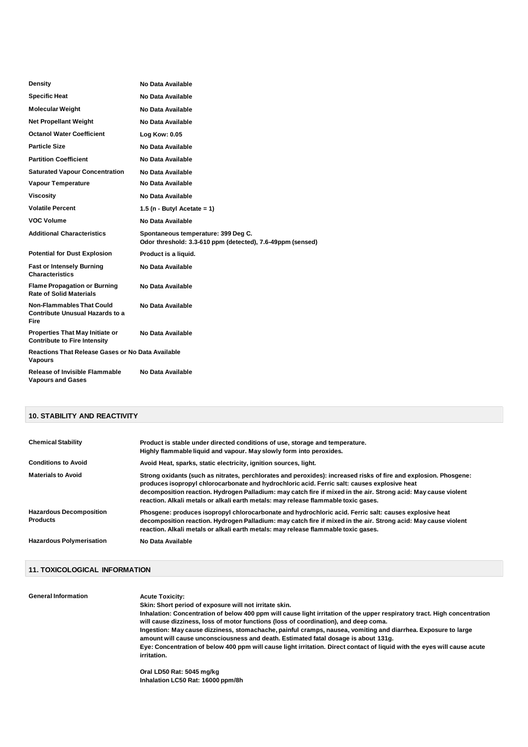| | |
|---|---|
| **Density** | No Data Available |
| **Specific Heat** | No Data Available |
| **Molecular Weight** | No Data Available |
| **Net Propellant Weight** | No Data Available |
| **Octanol Water Coefficient** | Log Kow: 0.05 |
| **Particle Size** | No Data Available |
| **Partition Coefficient** | No Data Available |
| **Saturated Vapour Concentration** | No Data Available |
| **Vapour Temperature** | No Data Available |
| **Viscosity** | No Data Available |
| **Volatile Percent** | 1.5 (n - Butyl Acetate = 1) |
| **VOC Volume** | No Data Available |
| **Additional Characteristics** | Spontaneous temperature: 399 Deg C.<br>Odor threshold: 3.3-610 ppm (detected), 7.6-49ppm (sensed) |
| **Potential for Dust Explosion** | Product is a liquid. |
| **Fast or Intensely Burning Characteristics** | No Data Available |
| **Flame Propagation or Burning Rate of Solid Materials** | No Data Available |
| **Non-Flammables That Could Contribute Unusual Hazards to a Fire** | No Data Available |
| **Properties That May Initiate or Contribute to Fire Intensity** | No Data Available |
| **Reactions That Release Gases or Vapours** | No Data Available |
| **Release of Invisible Flammable Vapours and Gases** | No Data Available |

## 10. STABILITY AND REACTIVITY

| | |
|---|---|
| **Chemical Stability** | Product is stable under directed conditions of use, storage and temperature.<br>Highly flammable liquid and vapour. May slowly form into peroxides. |
| **Conditions to Avoid** | Avoid Heat, sparks, static electricity, ignition sources, light. |
| **Materials to Avoid** | Strong oxidants (such as nitrates, perchlorates and peroxides): increased risks of fire and explosion. Phosgene: produces isopropyl chlorocarbonate and hydrochloric acid. Ferric salt: causes explosive heat decomposition reaction. Hydrogen Palladium: may catch fire if mixed in the air. Strong acid: May cause violent reaction. Alkali metals or alkali earth metals: may release flammable toxic gases. |
| **Hazardous Decomposition Products** | Phosgene: produces isopropyl chlorocarbonate and hydrochloric acid. Ferric salt: causes explosive heat decomposition reaction. Hydrogen Palladium: may catch fire if mixed in the air. Strong acid: May cause violent reaction. Alkali metals or alkali earth metals: may release flammable toxic gases. |
| **Hazardous Polymerisation** | No Data Available |

## 11. TOXICOLOGICAL INFORMATION

**General Information**

Acute Toxicity:
Skin: Short period of exposure will not irritate skin.
Inhalation: Concentration of below 400 ppm will cause light irritation of the upper respiratory tract. High concentration will cause dizziness, loss of motor functions (loss of coordination), and deep coma.
Ingestion: May cause dizziness, stomachache, painful cramps, nausea, vomiting and diarrhea. Exposure to large amount will cause unconsciousness and death. Estimated fatal dosage is about 131g.
Eye: Concentration of below 400 ppm will cause light irritation. Direct contact of liquid with the eyes will cause acute irritation.

Oral LD50 Rat: 5045 mg/kg
Inhalation LC50 Rat: 16000 ppm/8h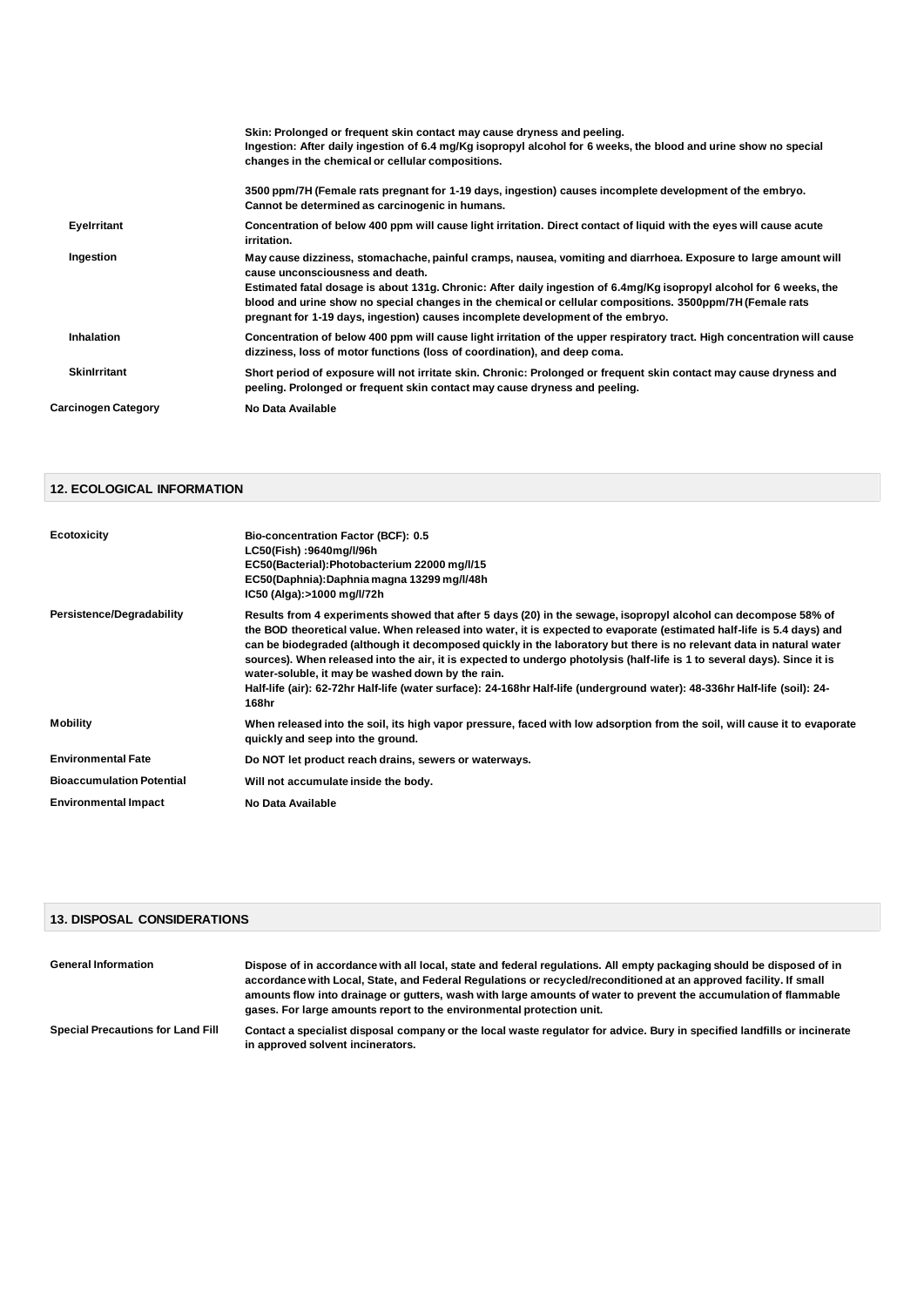| | |
|---|---|
| | Skin: Prolonged or frequent skin contact may cause dryness and peeling.<br>Ingestion: After daily ingestion of 6.4 mg/Kg isopropyl alcohol for 6 weeks, the blood and urine show no special changes in the chemical or cellular compositions.<br><br>3500 ppm/7H (Female rats pregnant for 1-19 days, ingestion) causes incomplete development of the embryo.<br>Cannot be determined as carcinogenic in humans. |
| EyeIrritant | Concentration of below 400 ppm will cause light irritation. Direct contact of liquid with the eyes will cause acute irritation. |
| Ingestion | May cause dizziness, stomachache, painful cramps, nausea, vomiting and diarrhoea. Exposure to large amount will cause unconsciousness and death.<br>Estimated fatal dosage is about 131g. Chronic: After daily ingestion of 6.4mg/Kg isopropyl alcohol for 6 weeks, the blood and urine show no special changes in the chemical or cellular compositions. 3500ppm/7H (Female rats pregnant for 1-19 days, ingestion) causes incomplete development of the embryo. |
| Inhalation | Concentration of below 400 ppm will cause light irritation of the upper respiratory tract. High concentration will cause dizziness, loss of motor functions (loss of coordination), and deep coma. |
| SkinIrritant | Short period of exposure will not irritate skin. Chronic: Prolonged or frequent skin contact may cause dryness and peeling. Prolonged or frequent skin contact may cause dryness and peeling. |
| Carcinogen Category | No Data Available |

## 12. ECOLOGICAL INFORMATION

| | |
|---|---|
| Ecotoxicity | Bio-concentration Factor (BCF): 0.5<br>LC50(Fish) :9640mg/l/96h<br>EC50(Bacterial):Photobacterium 22000 mg/l/15<br>EC50(Daphnia):Daphnia magna 13299 mg/l/48h<br>IC50 (Alga):>1000 mg/l/72h |
| Persistence/Degradability | Results from 4 experiments showed that after 5 days (20) in the sewage, isopropyl alcohol can decompose 58% of the BOD theoretical value. When released into water, it is expected to evaporate (estimated half-life is 5.4 days) and can be biodegraded (although it decomposed quickly in the laboratory but there is no relevant data in natural water sources). When released into the air, it is expected to undergo photolysis (half-life is 1 to several days). Since it is water-soluble, it may be washed down by the rain.<br>Half-life (air): 62-72hr Half-life (water surface): 24-168hr Half-life (underground water): 48-336hr Half-life (soil): 24-168hr |
| Mobility | When released into the soil, its high vapor pressure, faced with low adsorption from the soil, will cause it to evaporate quickly and seep into the ground. |
| Environmental Fate | Do NOT let product reach drains, sewers or waterways. |
| Bioaccumulation Potential | Will not accumulate inside the body. |
| Environmental Impact | No Data Available |

## 13. DISPOSAL CONSIDERATIONS

| | |
|---|---|
| General Information | Dispose of in accordance with all local, state and federal regulations. All empty packaging should be disposed of in accordance with Local, State, and Federal Regulations or recycled/reconditioned at an approved facility. If small amounts flow into drainage or gutters, wash with large amounts of water to prevent the accumulation of flammable gases. For large amounts report to the environmental protection unit. |
| Special Precautions for Land Fill | Contact a specialist disposal company or the local waste regulator for advice. Bury in specified landfills or incinerate in approved solvent incinerators. |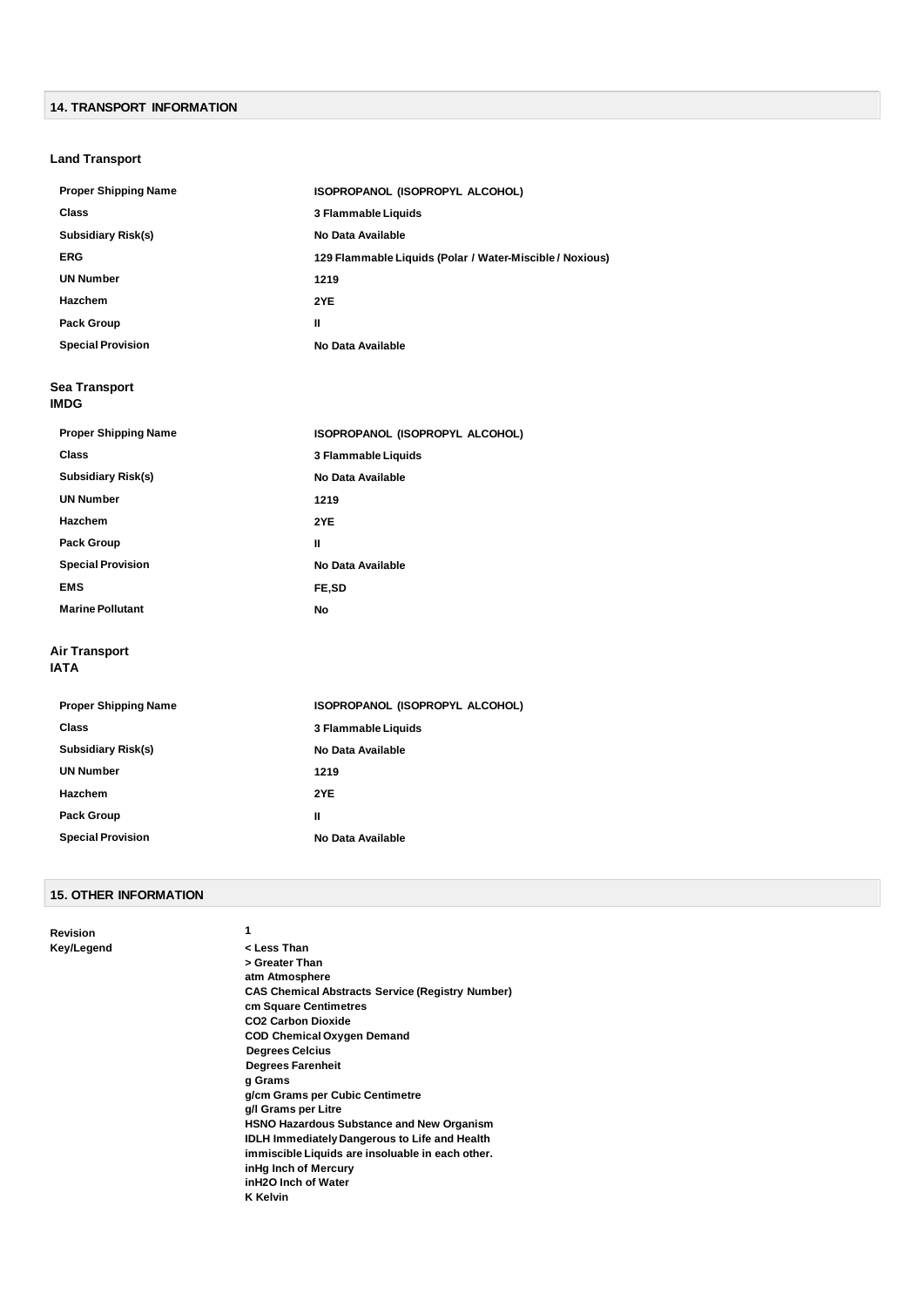## 14. TRANSPORT INFORMATION

### Land Transport

| | |
|---|---|
| Proper Shipping Name | ISOPROPANOL (ISOPROPYL ALCOHOL) |
| Class | 3 Flammable Liquids |
| Subsidiary Risk(s) | No Data Available |
| ERG | 129 Flammable Liquids (Polar / Water-Miscible / Noxious) |
| UN Number | 1219 |
| Hazchem | 2YE |
| Pack Group | II |
| Special Provision | No Data Available |

### Sea Transport
**IMDG**

| | |
|---|---|
| Proper Shipping Name | ISOPROPANOL (ISOPROPYL ALCOHOL) |
| Class | 3 Flammable Liquids |
| Subsidiary Risk(s) | No Data Available |
| UN Number | 1219 |
| Hazchem | 2YE |
| Pack Group | II |
| Special Provision | No Data Available |
| EMS | FE,SD |
| Marine Pollutant | No |

### Air Transport
**IATA**

| | |
|---|---|
| Proper Shipping Name | ISOPROPANOL (ISOPROPYL ALCOHOL) |
| Class | 3 Flammable Liquids |
| Subsidiary Risk(s) | No Data Available |
| UN Number | 1219 |
| Hazchem | 2YE |
| Pack Group | II |
| Special Provision | No Data Available |

## 15. OTHER INFORMATION

**Revision** 1

**Key/Legend**

< Less Than
> Greater Than
atm Atmosphere
CAS Chemical Abstracts Service (Registry Number)
cm Square Centimetres
$CO_2$ Carbon Dioxide
COD Chemical Oxygen Demand
Degrees Celcius
Degrees Farenheit
g Grams
g/cm Grams per Cubic Centimetre
g/l Grams per Litre
HSNO Hazardous Substance and New Organism
IDLH Immediately Dangerous to Life and Health
immiscible Liquids are insoluable in each other.
inHg Inch of Mercury
inH2O Inch of Water
K Kelvin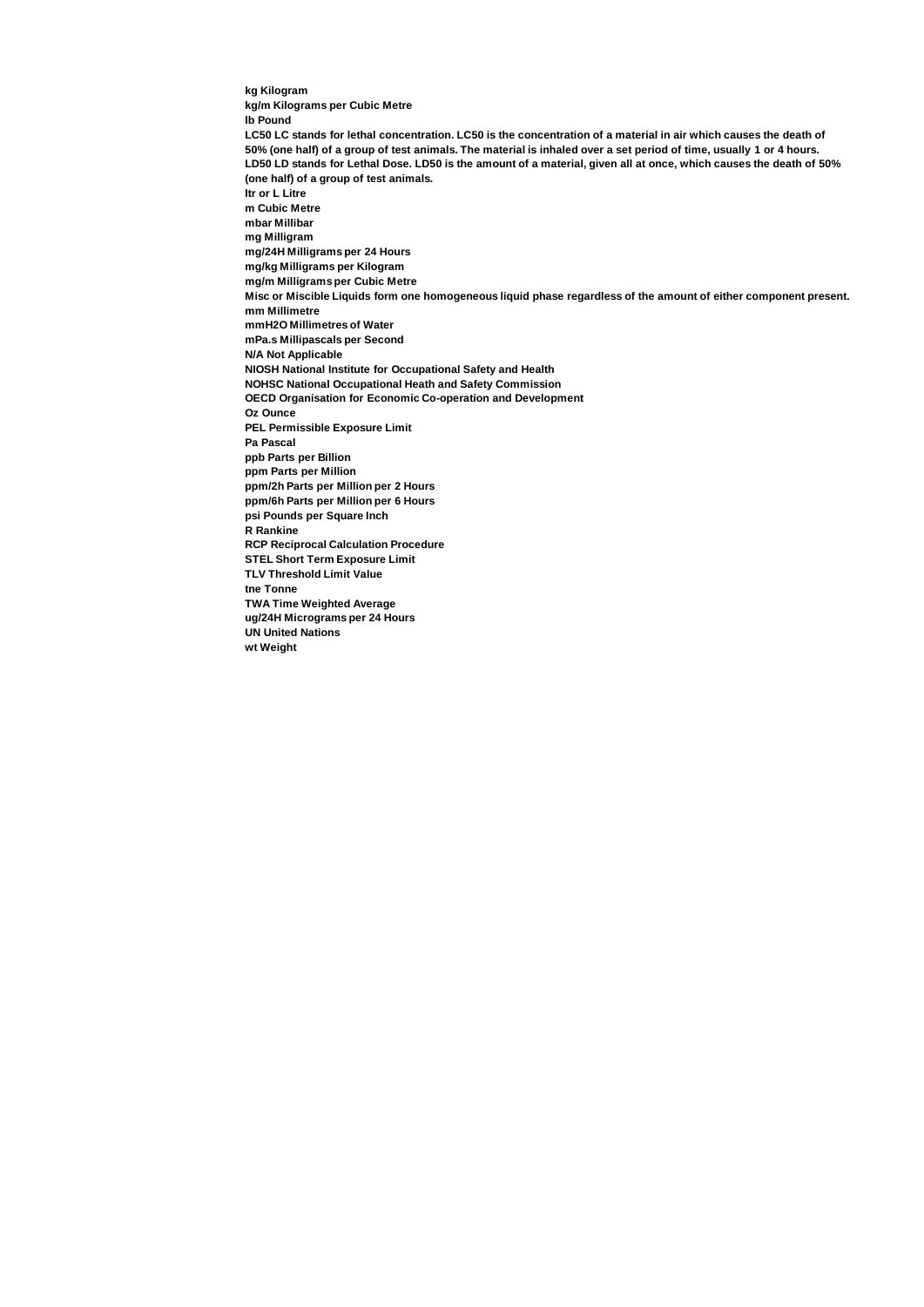**kg Kilogram**

**kg/m Kilograms per Cubic Metre**

**lb Pound**

**LC50 LC stands for lethal concentration. LC50 is the concentration of a material in air which causes the death of 50% (one half) of a group of test animals. The material is inhaled over a set period of time, usually 1 or 4 hours.**

**LD50 LD stands for Lethal Dose. LD50 is the amount of a material, given all at once, which causes the death of 50% (one half) of a group of test animals.**

**ltr or L Litre**

**m Cubic Metre**

**mbar Millibar**

**mg Milligram**

**mg/24H Milligrams per 24 Hours**

**mg/kg Milligrams per Kilogram**

**mg/m Milligrams per Cubic Metre**

**Misc or Miscible Liquids form one homogeneous liquid phase regardless of the amount of either component present.**

**mm Millimetre**

**mmH2O Millimetres of Water**

**mPa.s Millipascals per Second**

**N/A Not Applicable**

**NIOSH National Institute for Occupational Safety and Health**

**NOHSC National Occupational Heath and Safety Commission**

**OECD Organisation for Economic Co-operation and Development**

**Oz Ounce**

**PEL Permissible Exposure Limit**

**Pa Pascal**

**ppb Parts per Billion**

**ppm Parts per Million**

**ppm/2h Parts per Million per 2 Hours**

**ppm/6h Parts per Million per 6 Hours**

**psi Pounds per Square Inch**

**R Rankine**

**RCP Reciprocal Calculation Procedure**

**STEL Short Term Exposure Limit**

**TLV Threshold Limit Value**

**tne Tonne**

**TWA Time Weighted Average**

**ug/24H Micrograms per 24 Hours**

**UN United Nations**

**wt Weight**